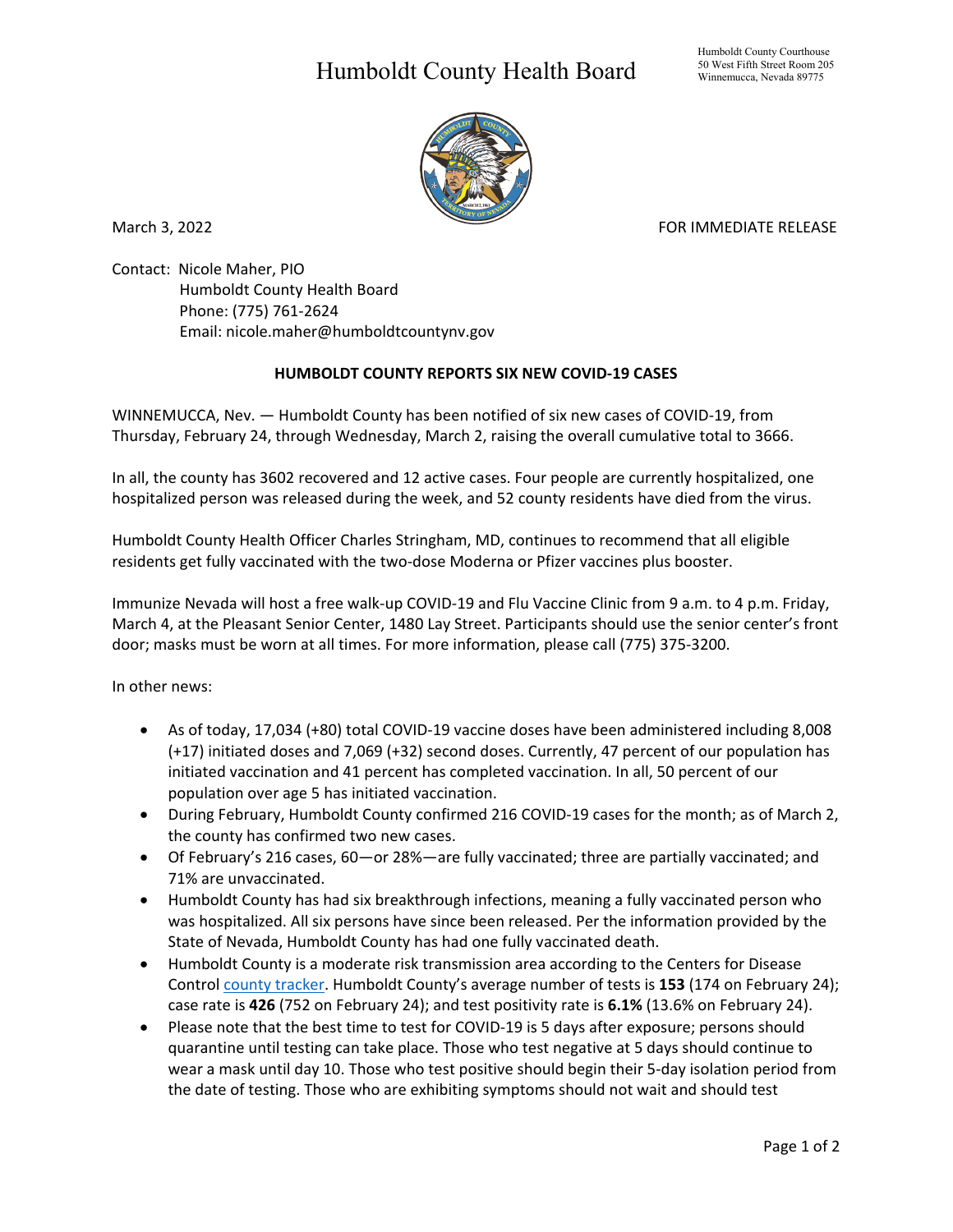Humboldt County Health Board

Humboldt County Courthouse
50 West Fifth Street Room 205
Winnemucca, Nevada 89775

March 3, 2022

FOR IMMEDIATE RELEASE

Contact: Nicole Maher, PIO
Humboldt County Health Board
Phone: (775) 761-2624
Email: nicole.maher@humboldtcountynv.gov

**HUMBOLDT COUNTY REPORTS SIX NEW COVID-19 CASES**

WINNEMUCCA, Nev. — Humboldt County has been notified of six new cases of COVID-19, from Thursday, February 24, through Wednesday, March 2, raising the overall cumulative total to 3666.

In all, the county has 3602 recovered and 12 active cases. Four people are currently hospitalized, one hospitalized person was released during the week, and 52 county residents have died from the virus.

Humboldt County Health Officer Charles Stringham, MD, continues to recommend that all eligible residents get fully vaccinated with the two-dose Moderna or Pfizer vaccines plus booster.

Immunize Nevada will host a free walk-up COVID-19 and Flu Vaccine Clinic from 9 a.m. to 4 p.m. Friday, March 4, at the Pleasant Senior Center, 1480 Lay Street. Participants should use the senior center's front door; masks must be worn at all times. For more information, please call (775) 375-3200.

In other news:

- As of today, 17,034 (+80) total COVID-19 vaccine doses have been administered including 8,008 (+17) initiated doses and 7,069 (+32) second doses. Currently, 47 percent of our population has initiated vaccination and 41 percent has completed vaccination. In all, 50 percent of our population over age 5 has initiated vaccination.
- During February, Humboldt County confirmed 216 COVID-19 cases for the month; as of March 2, the county has confirmed two new cases.
- Of February's 216 cases, 60—or 28%—are fully vaccinated; three are partially vaccinated; and 71% are unvaccinated.
- Humboldt County has had six breakthrough infections, meaning a fully vaccinated person who was hospitalized. All six persons have since been released. Per the information provided by the State of Nevada, Humboldt County has had one fully vaccinated death.
- Humboldt County is a moderate risk transmission area according to the Centers for Disease Control county tracker. Humboldt County's average number of tests is **153** (174 on February 24); case rate is **426** (752 on February 24); and test positivity rate is **6.1%** (13.6% on February 24).
- Please note that the best time to test for COVID-19 is 5 days after exposure; persons should quarantine until testing can take place. Those who test negative at 5 days should continue to wear a mask until day 10. Those who test positive should begin their 5-day isolation period from the date of testing. Those who are exhibiting symptoms should not wait and should test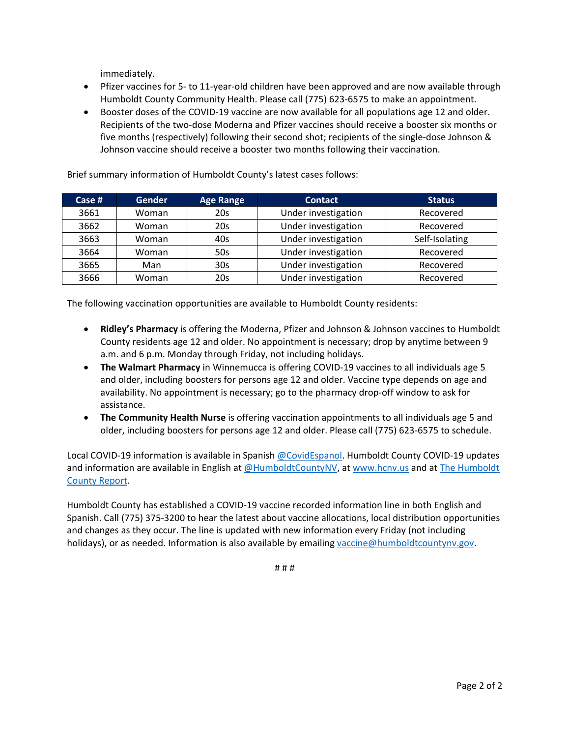immediately.

- Pfizer vaccines for 5- to 11-year-old children have been approved and are now available through Humboldt County Community Health. Please call (775) 623-6575 to make an appointment.
- Booster doses of the COVID-19 vaccine are now available for all populations age 12 and older. Recipients of the two-dose Moderna and Pfizer vaccines should receive a booster six months or five months (respectively) following their second shot; recipients of the single-dose Johnson & Johnson vaccine should receive a booster two months following their vaccination.

Brief summary information of Humboldt County's latest cases follows:

| Case # | Gender | Age Range | Contact | Status |
|---|---|---|---|---|
| 3661 | Woman | 20s | Under investigation | Recovered |
| 3662 | Woman | 20s | Under investigation | Recovered |
| 3663 | Woman | 40s | Under investigation | Self-Isolating |
| 3664 | Woman | 50s | Under investigation | Recovered |
| 3665 | Man | 30s | Under investigation | Recovered |
| 3666 | Woman | 20s | Under investigation | Recovered |

The following vaccination opportunities are available to Humboldt County residents:

- **Ridley's Pharmacy** is offering the Moderna, Pfizer and Johnson & Johnson vaccines to Humboldt County residents age 12 and older. No appointment is necessary; drop by anytime between 9 a.m. and 6 p.m. Monday through Friday, not including holidays.
- **The Walmart Pharmacy** in Winnemucca is offering COVID-19 vaccines to all individuals age 5 and older, including boosters for persons age 12 and older. Vaccine type depends on age and availability. No appointment is necessary; go to the pharmacy drop-off window to ask for assistance.
- **The Community Health Nurse** is offering vaccination appointments to all individuals age 5 and older, including boosters for persons age 12 and older. Please call (775) 623-6575 to schedule.

Local COVID-19 information is available in Spanish @CovidEspanol. Humboldt County COVID-19 updates and information are available in English at @HumboldtCountyNV, at www.hcnv.us and at The Humboldt County Report.

Humboldt County has established a COVID-19 vaccine recorded information line in both English and Spanish. Call (775) 375-3200 to hear the latest about vaccine allocations, local distribution opportunities and changes as they occur. The line is updated with new information every Friday (not including holidays), or as needed. Information is also available by emailing vaccine@humboldtcountynv.gov.

# # #